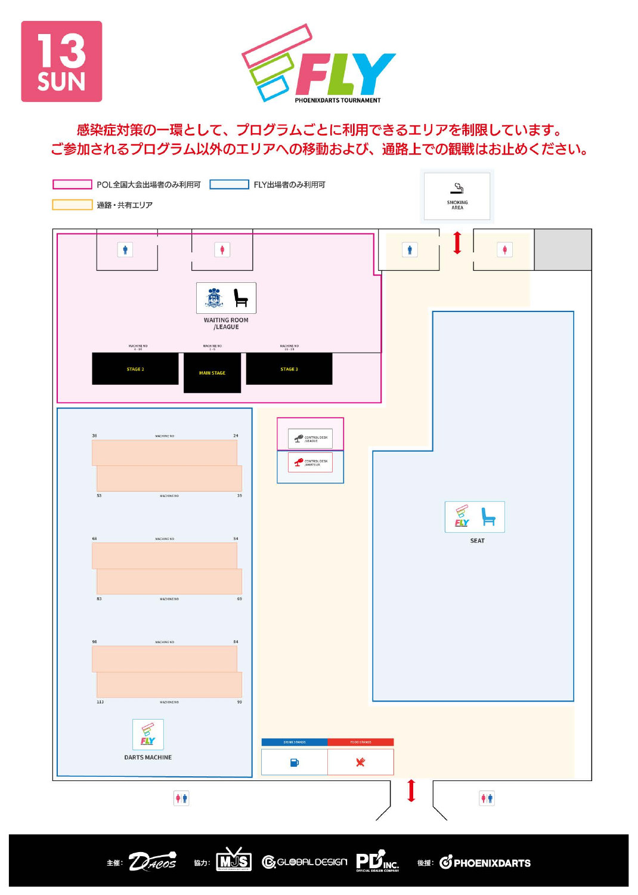13 SUN

# FLY

PHOENIXDARTS TOURNAMENT

感染症対策の一環として、プログラムごとに利用できるエリアを制限しています。
ご参加されるプログラム以外のエリアへの移動および、通路上での観戦はお止めください。

- POL全国大会出場者のみ利用可
- FLY出場者のみ利用可
- 通路・共有エリア

SMOKING AREA

WAITING ROOM /LEAGUE

MACHINE NO 6 - 10 — STAGE 2

MACHINE NO 1 - 5 — MAIN STAGE

MACHINE NO 11 - 15 — STAGE 3

CONTROL DESK /LEAGUE

CONTROL DESK /AMATEUR

SEAT

38 MACHINE NO 24

53 MACHINE NO 39

68 MACHINE NO 54

83 MACHINE NO 69

98 MACHINE NO 84

113 MACHINE NO 99

DARTS MACHINE

DRINK STANDS

FOOD STANDS

主催: DACOS　協力: MJS　GLOBAL DESIGN　PD INC.　後援: PHOENIXDARTS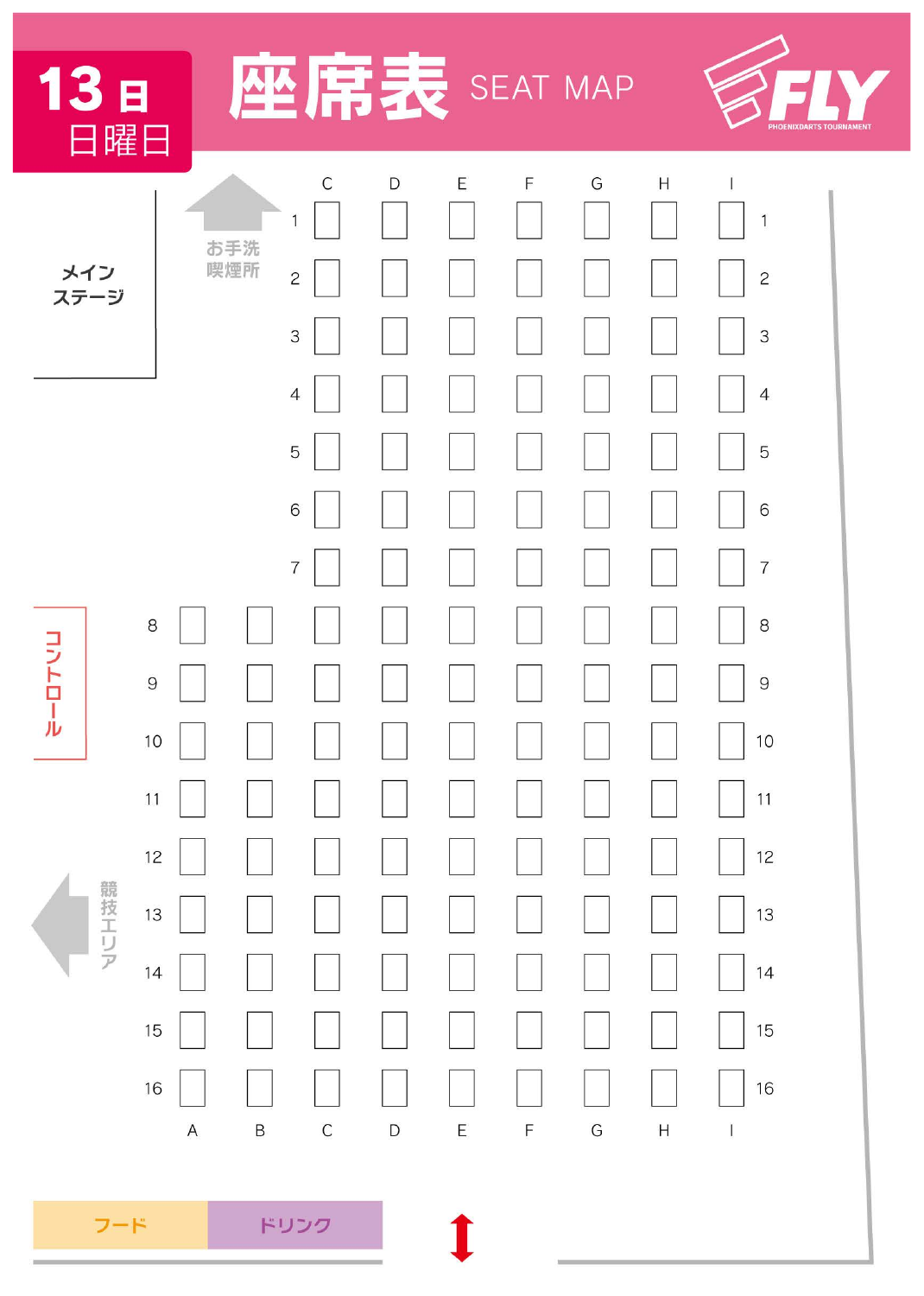# 13日 日曜日 座席表 SEAT MAP

FLY PHOENIXDARTS TOURNAMENT

| | A | B | C | D | E | F | G | H | I | |
|---|---|---|---|---|---|---|---|---|---|---|
| 1 | | | □ | □ | □ | □ | □ | □ | □ | 1 |
| 2 | | | □ | □ | □ | □ | □ | □ | □ | 2 |
| 3 | | | □ | □ | □ | □ | □ | □ | □ | 3 |
| 4 | | | □ | □ | □ | □ | □ | □ | □ | 4 |
| 5 | | | □ | □ | □ | □ | □ | □ | □ | 5 |
| 6 | | | □ | □ | □ | □ | □ | □ | □ | 6 |
| 7 | | | □ | □ | □ | □ | □ | □ | □ | 7 |
| 8 | □ | □ | □ | □ | □ | □ | □ | □ | □ | 8 |
| 9 | □ | □ | □ | □ | □ | □ | □ | □ | □ | 9 |
| 10 | □ | □ | □ | □ | □ | □ | □ | □ | □ | 10 |
| 11 | □ | □ | □ | □ | □ | □ | □ | □ | □ | 11 |
| 12 | □ | □ | □ | □ | □ | □ | □ | □ | □ | 12 |
| 13 | □ | □ | □ | □ | □ | □ | □ | □ | □ | 13 |
| 14 | □ | □ | □ | □ | □ | □ | □ | □ | □ | 14 |
| 15 | □ | □ | □ | □ | □ | □ | □ | □ | □ | 15 |
| 16 | □ | □ | □ | □ | □ | □ | □ | □ | □ | 16 |

メイン ステージ

お手洗 喫煙所

コントロール

競技エリア

フード

ドリンク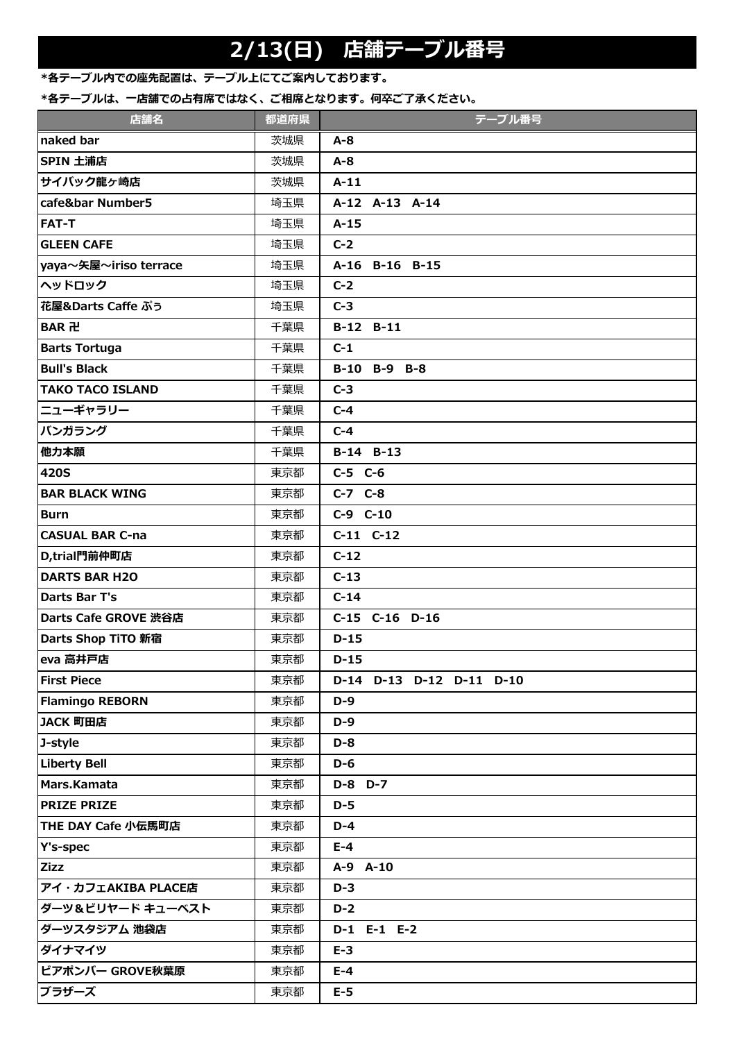# 2/13(日) 店舗テーブル番号

*各テーブル内での座先配置は、テーブル上にてご案内しております。

*各テーブルは、一店舗での占有席ではなく、ご相席となります。何卒ご了承ください。

| 店舗名 | 都道府県 | テーブル番号 |
|---|---|---|
| naked bar | 茨城県 | A-8 |
| SPIN 土浦店 | 茨城県 | A-8 |
| サイバック龍ヶ崎店 | 茨城県 | A-11 |
| cafe&bar Number5 | 埼玉県 | A-12 A-13 A-14 |
| FAT-T | 埼玉県 | A-15 |
| GLEEN CAFE | 埼玉県 | C-2 |
| yaya～矢屋～iriso terrace | 埼玉県 | A-16 B-16 B-15 |
| ヘッドロック | 埼玉県 | C-2 |
| 花屋&Darts Caffe ぷぅ | 埼玉県 | C-3 |
| BAR 卍 | 千葉県 | B-12 B-11 |
| Barts Tortuga | 千葉県 | C-1 |
| Bull's Black | 千葉県 | B-10 B-9 B-8 |
| TAKO TACO ISLAND | 千葉県 | C-3 |
| ニューギャラリー | 千葉県 | C-4 |
| バンガラング | 千葉県 | C-4 |
| 他力本願 | 千葉県 | B-14 B-13 |
| 420S | 東京都 | C-5 C-6 |
| BAR BLACK WING | 東京都 | C-7 C-8 |
| Burn | 東京都 | C-9 C-10 |
| CASUAL BAR C-na | 東京都 | C-11 C-12 |
| D,trial門前仲町店 | 東京都 | C-12 |
| DARTS BAR H2O | 東京都 | C-13 |
| Darts Bar T's | 東京都 | C-14 |
| Darts Cafe GROVE 渋谷店 | 東京都 | C-15 C-16 D-16 |
| Darts Shop TiTO 新宿 | 東京都 | D-15 |
| eva 高井戸店 | 東京都 | D-15 |
| First Piece | 東京都 | D-14 D-13 D-12 D-11 D-10 |
| Flamingo REBORN | 東京都 | D-9 |
| JACK 町田店 | 東京都 | D-9 |
| J-style | 東京都 | D-8 |
| Liberty Bell | 東京都 | D-6 |
| Mars.Kamata | 東京都 | D-8 D-7 |
| PRIZE PRIZE | 東京都 | D-5 |
| THE DAY Cafe 小伝馬町店 | 東京都 | D-4 |
| Y's-spec | 東京都 | E-4 |
| Zizz | 東京都 | A-9 A-10 |
| アイ・カフェAKIBA PLACE店 | 東京都 | D-3 |
| ダーツ＆ビリヤード キューベスト | 東京都 | D-2 |
| ダーツスタジアム 池袋店 | 東京都 | D-1 E-1 E-2 |
| ダイナマイツ | 東京都 | E-3 |
| ピアポンバー GROVE秋葉原 | 東京都 | E-4 |
| ブラザーズ | 東京都 | E-5 |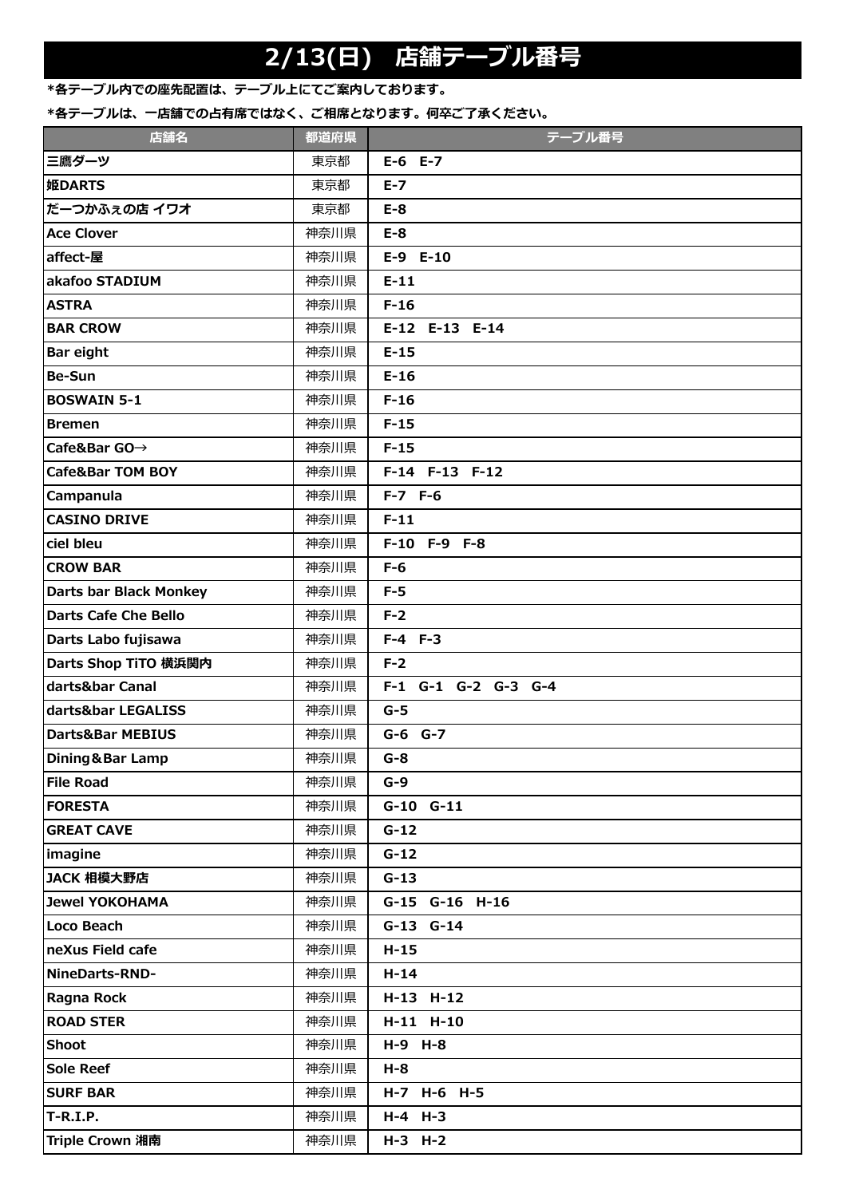# 2/13(日)　店舗テーブル番号

*各テーブル内での座先配置は、テーブル上にてご案内しております。

*各テーブルは、一店舗での占有席ではなく、ご相席となります。何卒ご了承ください。

| 店舗名 | 都道府県 | テーブル番号 |
|---|---|---|
| 三鷹ダーツ | 東京都 | E-6　E-7 |
| 姫DARTS | 東京都 | E-7 |
| だーつかふぇの店 イワオ | 東京都 | E-8 |
| Ace Clover | 神奈川県 | E-8 |
| affect-屋 | 神奈川県 | E-9　E-10 |
| akafoo STADIUM | 神奈川県 | E-11 |
| ASTRA | 神奈川県 | F-16 |
| BAR CROW | 神奈川県 | E-12　E-13　E-14 |
| Bar eight | 神奈川県 | E-15 |
| Be-Sun | 神奈川県 | E-16 |
| BOSWAIN 5-1 | 神奈川県 | F-16 |
| Bremen | 神奈川県 | F-15 |
| Cafe&Bar GO→ | 神奈川県 | F-15 |
| Cafe&Bar TOM BOY | 神奈川県 | F-14　F-13　F-12 |
| Campanula | 神奈川県 | F-7　F-6 |
| CASINO DRIVE | 神奈川県 | F-11 |
| ciel bleu | 神奈川県 | F-10　F-9　F-8 |
| CROW BAR | 神奈川県 | F-6 |
| Darts bar Black Monkey | 神奈川県 | F-5 |
| Darts Cafe Che Bello | 神奈川県 | F-2 |
| Darts Labo fujisawa | 神奈川県 | F-4　F-3 |
| Darts Shop TiTO 横浜関内 | 神奈川県 | F-2 |
| darts&bar Canal | 神奈川県 | F-1　G-1　G-2　G-3　G-4 |
| darts&bar LEGALISS | 神奈川県 | G-5 |
| Darts&Bar MEBIUS | 神奈川県 | G-6　G-7 |
| Dining&Bar Lamp | 神奈川県 | G-8 |
| File Road | 神奈川県 | G-9 |
| FORESTA | 神奈川県 | G-10　G-11 |
| GREAT CAVE | 神奈川県 | G-12 |
| imagine | 神奈川県 | G-12 |
| JACK 相模大野店 | 神奈川県 | G-13 |
| Jewel YOKOHAMA | 神奈川県 | G-15　G-16　H-16 |
| Loco Beach | 神奈川県 | G-13　G-14 |
| neXus Field cafe | 神奈川県 | H-15 |
| NineDarts-RND- | 神奈川県 | H-14 |
| Ragna Rock | 神奈川県 | H-13　H-12 |
| ROAD STER | 神奈川県 | H-11　H-10 |
| Shoot | 神奈川県 | H-9　H-8 |
| Sole Reef | 神奈川県 | H-8 |
| SURF BAR | 神奈川県 | H-7　H-6　H-5 |
| T-R.I.P. | 神奈川県 | H-4　H-3 |
| Triple Crown 湘南 | 神奈川県 | H-3　H-2 |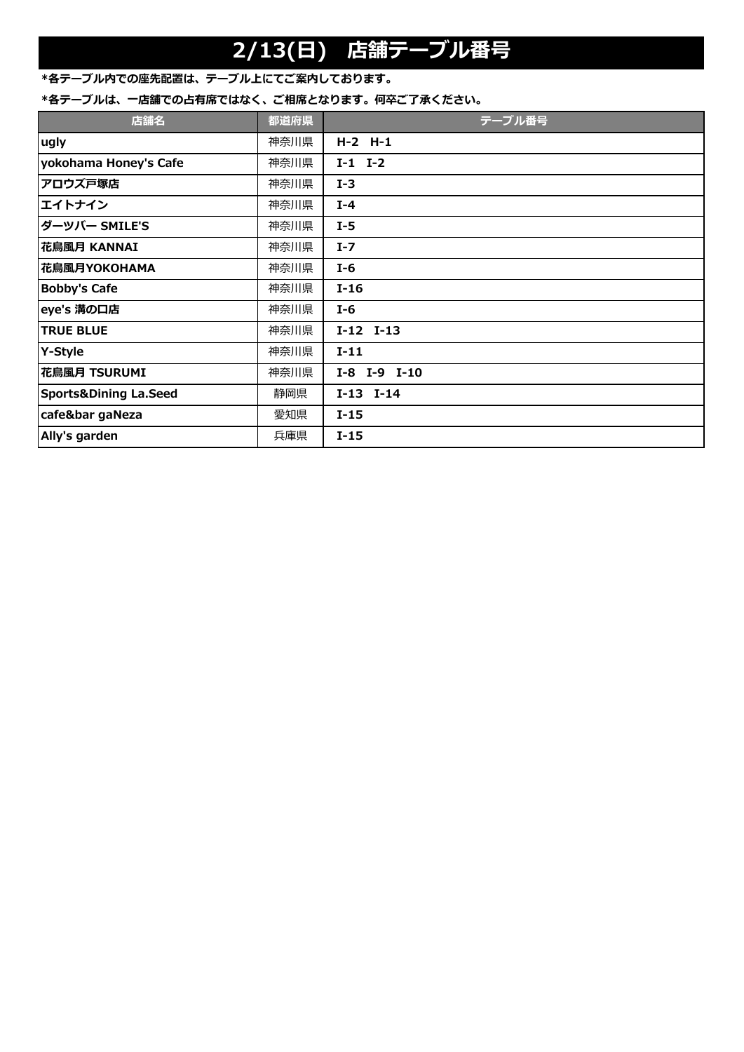# 2/13(日)　店舗テーブル番号

**\*各テーブル内での座先配置は、テーブル上にてご案内しております。**

**\*各テーブルは、一店舗での占有席ではなく、ご相席となります。何卒ご了承ください。**

| 店舗名 | 都道府県 | テーブル番号 |
|---|---|---|
| **ugly** | 神奈川県 | **H-2　H-1** |
| **yokohama Honey's Cafe** | 神奈川県 | **I-1　I-2** |
| **アロウズ戸塚店** | 神奈川県 | **I-3** |
| **エイトナイン** | 神奈川県 | **I-4** |
| **ダーツバー SMILE'S** | 神奈川県 | **I-5** |
| **花鳥風月 KANNAI** | 神奈川県 | **I-7** |
| **花鳥風月YOKOHAMA** | 神奈川県 | **I-6** |
| **Bobby's Cafe** | 神奈川県 | **I-16** |
| **eye's 溝の口店** | 神奈川県 | **I-6** |
| **TRUE BLUE** | 神奈川県 | **I-12　I-13** |
| **Y-Style** | 神奈川県 | **I-11** |
| **花鳥風月 TSURUMI** | 神奈川県 | **I-8　I-9　I-10** |
| **Sports&Dining La.Seed** | 静岡県 | **I-13　I-14** |
| **cafe&bar gaNeza** | 愛知県 | **I-15** |
| **Ally's garden** | 兵庫県 | **I-15** |